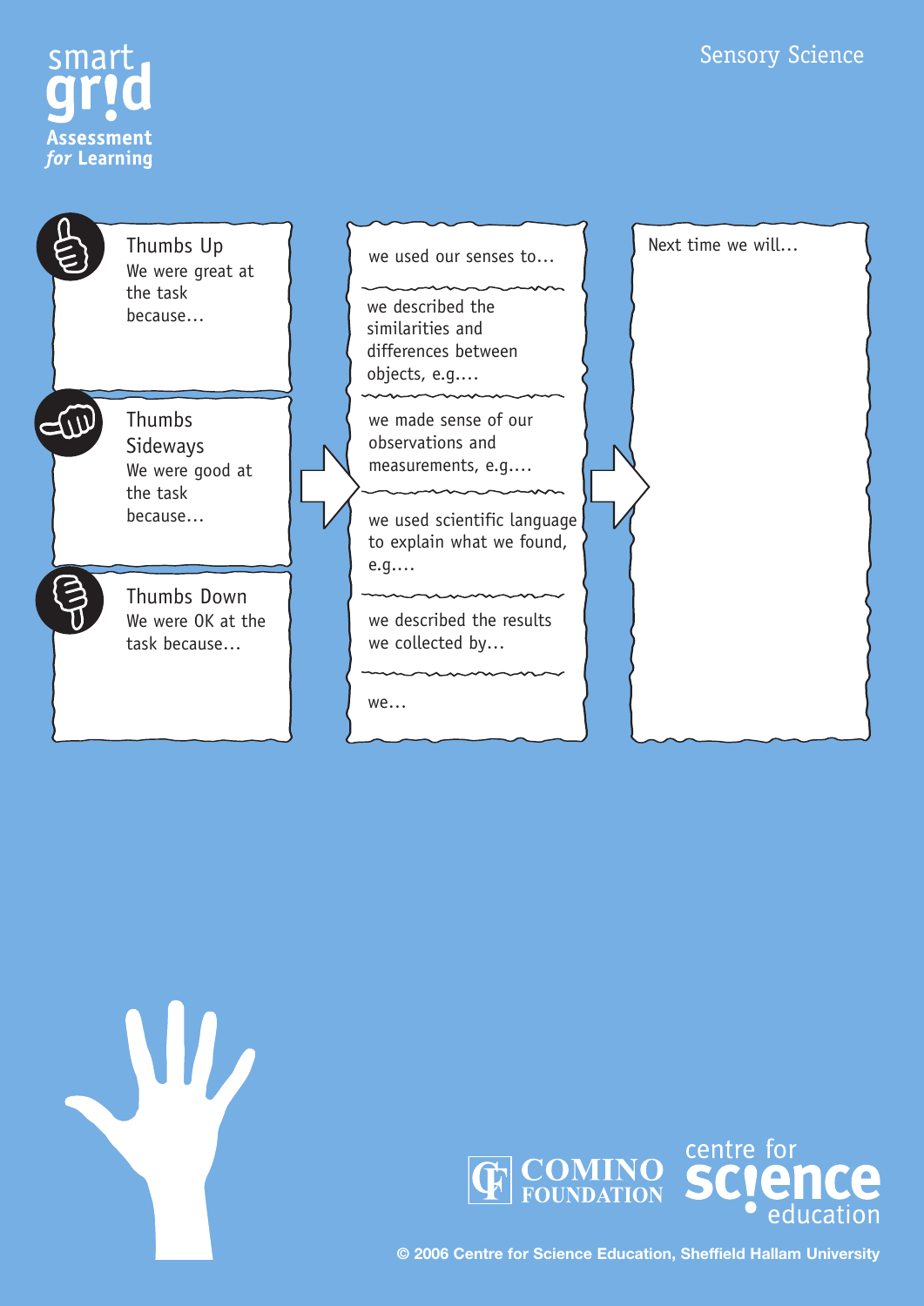smart grid
**Assessment *for* Learning**

# Sensory Science

## Thumbs Up
We were great at the task because…

## Thumbs Sideways
We were good at the task because…

## Thumbs Down
We were OK at the task because…

---

we used our senses to…

we described the similarities and differences between objects, e.g.…

we made sense of our observations and measurements, e.g.…

we used scientific language to explain what we found, e.g.…

we described the results we collected by…

we…

---

Next time we will…

---

COMINO FOUNDATION

centre for science education

© 2006 Centre for Science Education, Sheffield Hallam University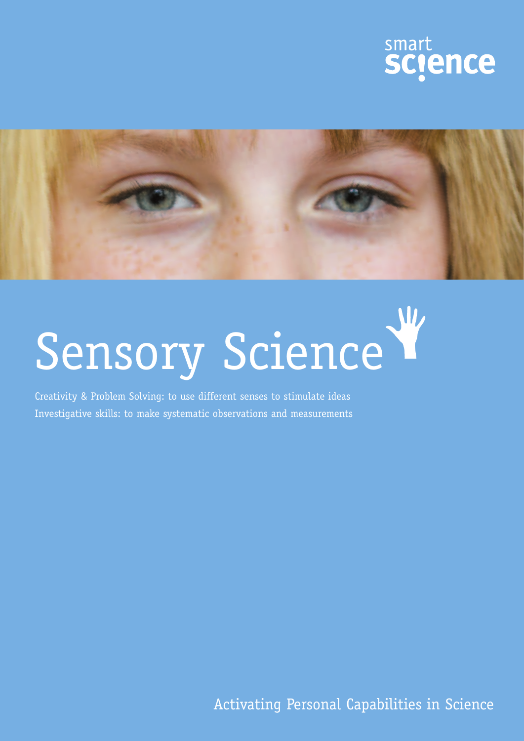smart science

# Sensory Science

Creativity & Problem Solving: to use different senses to stimulate ideas
Investigative skills: to make systematic observations and measurements

Activating Personal Capabilities in Science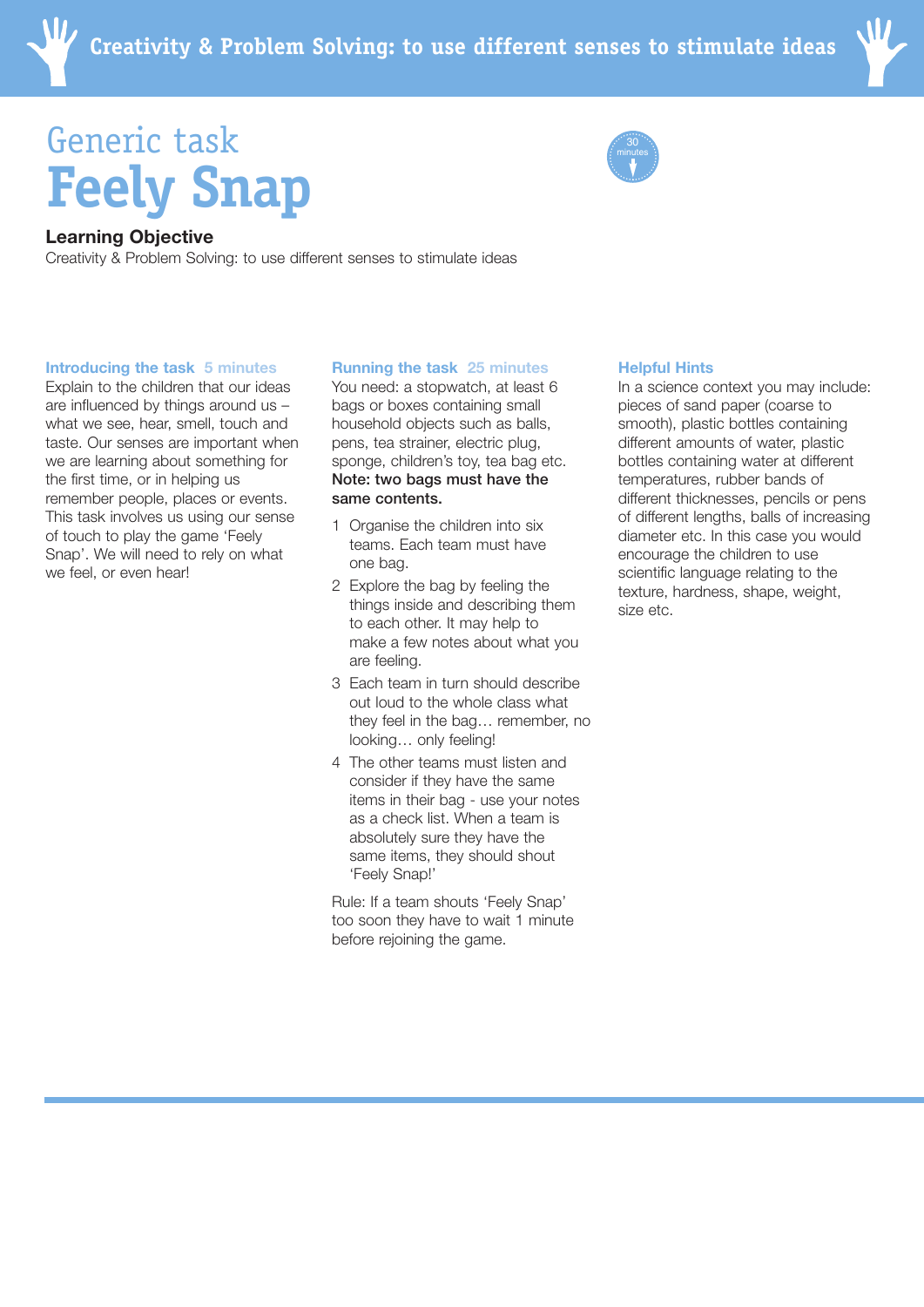# Generic task
# Feely Snap

30 minutes

**Learning Objective**

Creativity & Problem Solving: to use different senses to stimulate ideas

### Introducing the task 5 minutes

Explain to the children that our ideas are influenced by things around us – what we see, hear, smell, touch and taste. Our senses are important when we are learning about something for the first time, or in helping us remember people, places or events. This task involves us using our sense of touch to play the game 'Feely Snap'. We will need to rely on what we feel, or even hear!

### Running the task 25 minutes

You need: a stopwatch, at least 6 bags or boxes containing small household objects such as balls, pens, tea strainer, electric plug, sponge, children's toy, tea bag etc. **Note: two bags must have the same contents.**

1. Organise the children into six teams. Each team must have one bag.
2. Explore the bag by feeling the things inside and describing them to each other. It may help to make a few notes about what you are feeling.
3. Each team in turn should describe out loud to the whole class what they feel in the bag… remember, no looking… only feeling!
4. The other teams must listen and consider if they have the same items in their bag - use your notes as a check list. When a team is absolutely sure they have the same items, they should shout 'Feely Snap!'

Rule: If a team shouts 'Feely Snap' too soon they have to wait 1 minute before rejoining the game.

### Helpful Hints

In a science context you may include: pieces of sand paper (coarse to smooth), plastic bottles containing different amounts of water, plastic bottles containing water at different temperatures, rubber bands of different thicknesses, pencils or pens of different lengths, balls of increasing diameter etc. In this case you would encourage the children to use scientific language relating to the texture, hardness, shape, weight, size etc.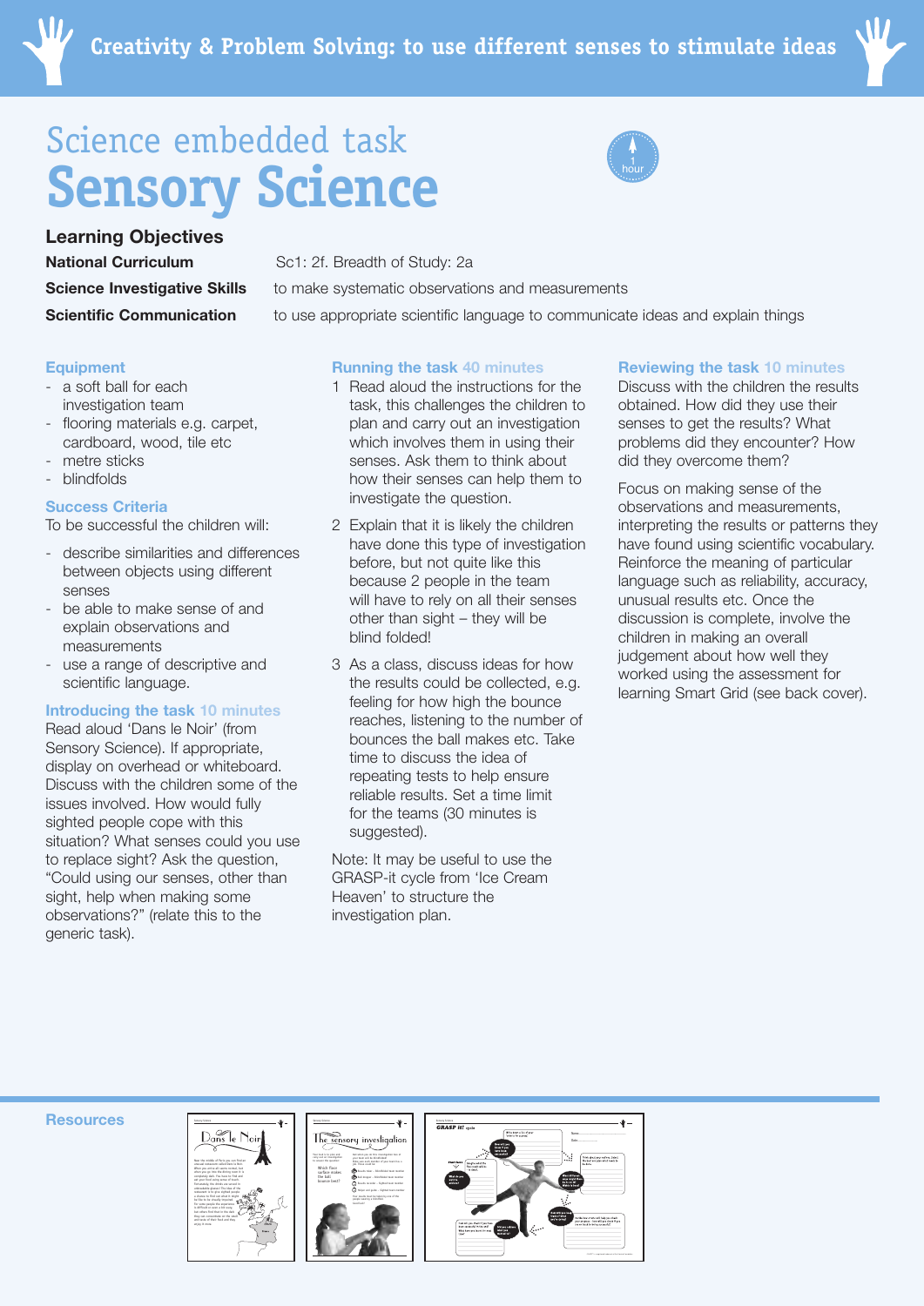Creativity & Problem Solving: to use different senses to stimulate ideas

# Science embedded task
# Sensory Science

1 hour

## Learning Objectives

**National Curriculum** Sc1: 2f. Breadth of Study: 2a

**Science Investigative Skills** to make systematic observations and measurements

**Scientific Communication** to use appropriate scientific language to communicate ideas and explain things

### Equipment

- a soft ball for each investigation team
- flooring materials e.g. carpet, cardboard, wood, tile etc
- metre sticks
- blindfolds

### Success Criteria

To be successful the children will:

- describe similarities and differences between objects using different senses
- be able to make sense of and explain observations and measurements
- use a range of descriptive and scientific language.

### Introducing the task 10 minutes

Read aloud 'Dans le Noir' (from Sensory Science). If appropriate, display on overhead or whiteboard. Discuss with the children some of the issues involved. How would fully sighted people cope with this situation? What senses could you use to replace sight? Ask the question, "Could using our senses, other than sight, help when making some observations?" (relate this to the generic task).

### Running the task 40 minutes

1. Read aloud the instructions for the task, this challenges the children to plan and carry out an investigation which involves them in using their senses. Ask them to think about how their senses can help them to investigate the question.
2. Explain that it is likely the children have done this type of investigation before, but not quite like this because 2 people in the team will have to rely on all their senses other than sight – they will be blind folded!
3. As a class, discuss ideas for how the results could be collected, e.g. feeling for how high the bounce reaches, listening to the number of bounces the ball makes etc. Take time to discuss the idea of repeating tests to help ensure reliable results. Set a time limit for the teams (30 minutes is suggested).

Note: It may be useful to use the GRASP-it cycle from 'Ice Cream Heaven' to structure the investigation plan.

### Reviewing the task 10 minutes

Discuss with the children the results obtained. How did they use their senses to get the results? What problems did they encounter? How did they overcome them?

Focus on making sense of the observations and measurements, interpreting the results or patterns they have found using scientific vocabulary. Reinforce the meaning of particular language such as reliability, accuracy, unusual results etc. Once the discussion is complete, involve the children in making an overall judgement about how well they worked using the assessment for learning Smart Grid (see back cover).

### Resources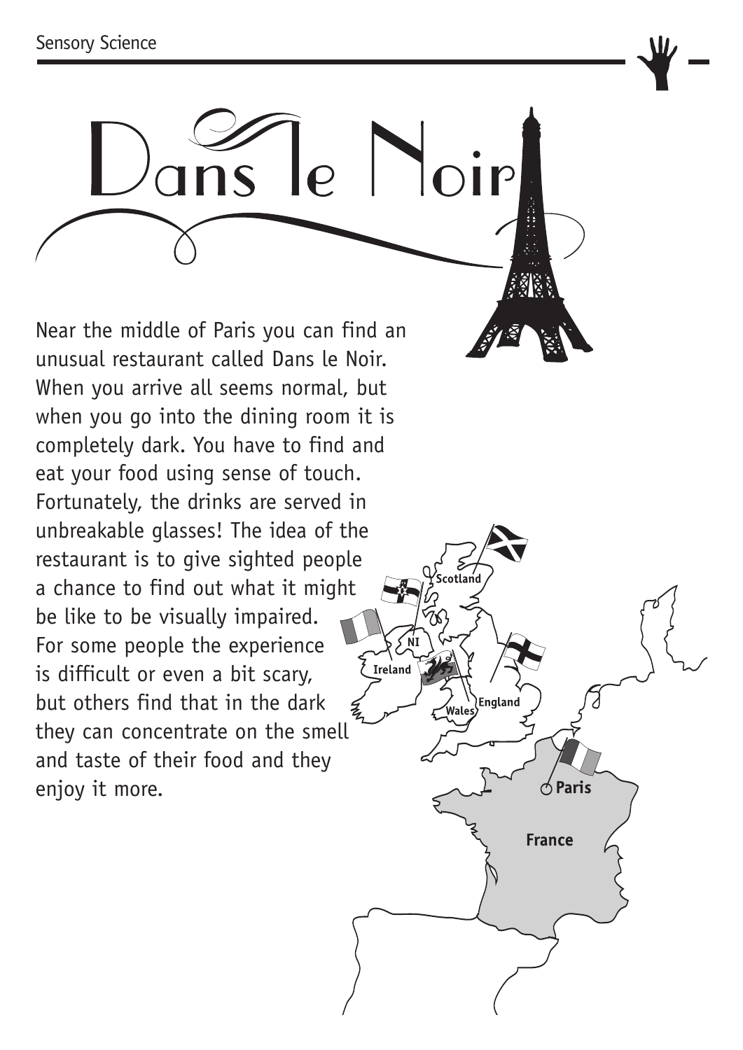# Dans le Noir

Near the middle of Paris you can find an unusual restaurant called Dans le Noir. When you arrive all seems normal, but when you go into the dining room it is completely dark. You have to find and eat your food using sense of touch. Fortunately, the drinks are served in unbreakable glasses! The idea of the restaurant is to give sighted people a chance to find out what it might be like to be visually impaired. For some people the experience is difficult or even a bit scary, but others find that in the dark they can concentrate on the smell and taste of their food and they enjoy it more.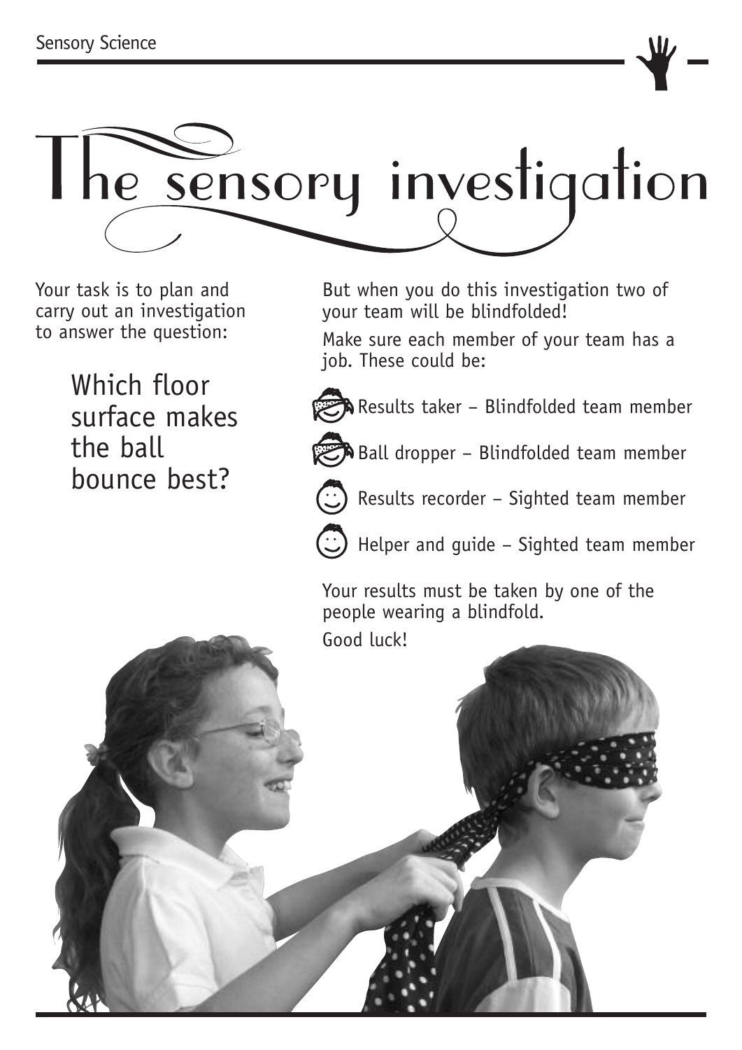# The sensory investigation

Your task is to plan and carry out an investigation to answer the question:

> Which floor surface makes the ball bounce best?

But when you do this investigation two of your team will be blindfolded!

Make sure each member of your team has a job. These could be:

- Results taker – Blindfolded team member
- Ball dropper – Blindfolded team member
- Results recorder – Sighted team member
- Helper and guide – Sighted team member

Your results must be taken by one of the people wearing a blindfold.

Good luck!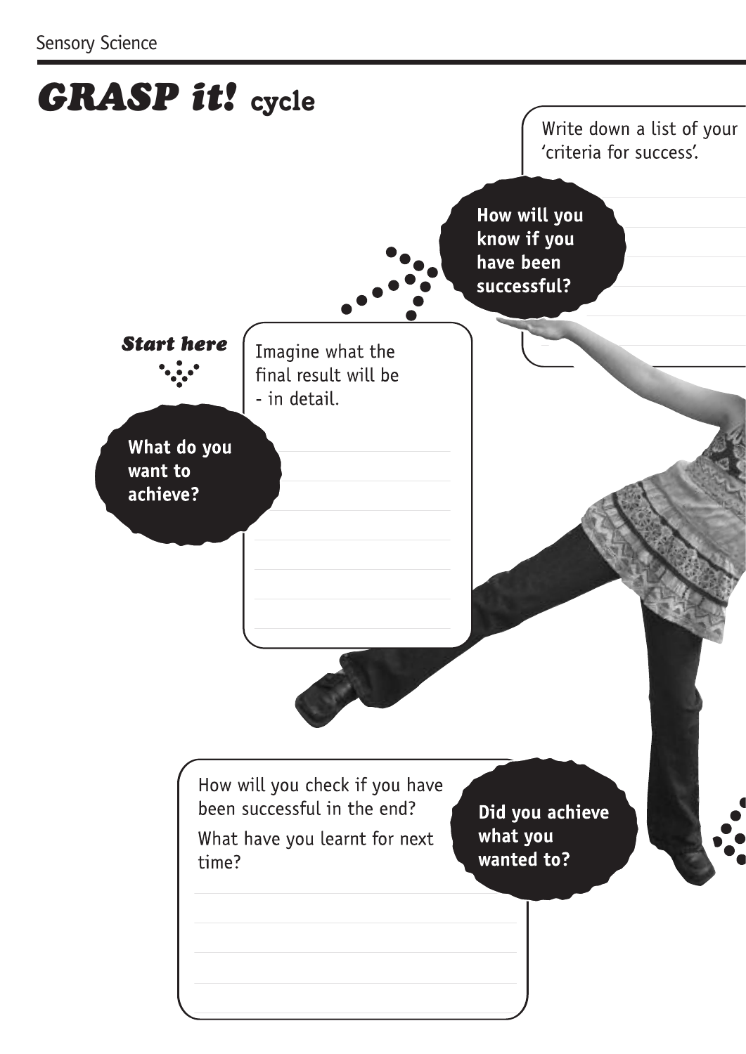# *GRASP it!* cycle

***Start here***

**What do you want to achieve?**

Imagine what the final result will be - in detail.

**How will you know if you have been successful?**

Write down a list of your 'criteria for success'.

**Did you achieve what you wanted to?**

How will you check if you have been successful in the end?

What have you learnt for next time?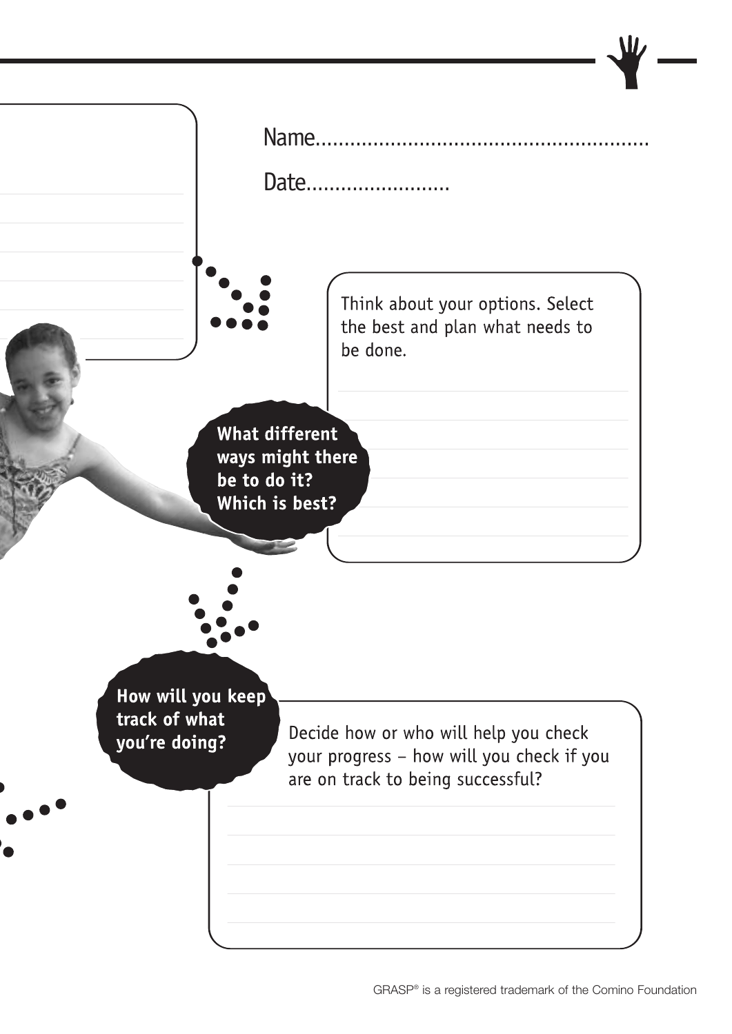Name.........................................................

Date.........................

**What different ways might there be to do it? Which is best?**

Think about your options. Select the best and plan what needs to be done.

**How will you keep track of what you're doing?**

Decide how or who will help you check your progress – how will you check if you are on track to being successful?

GRASP® is a registered trademark of the Comino Foundation